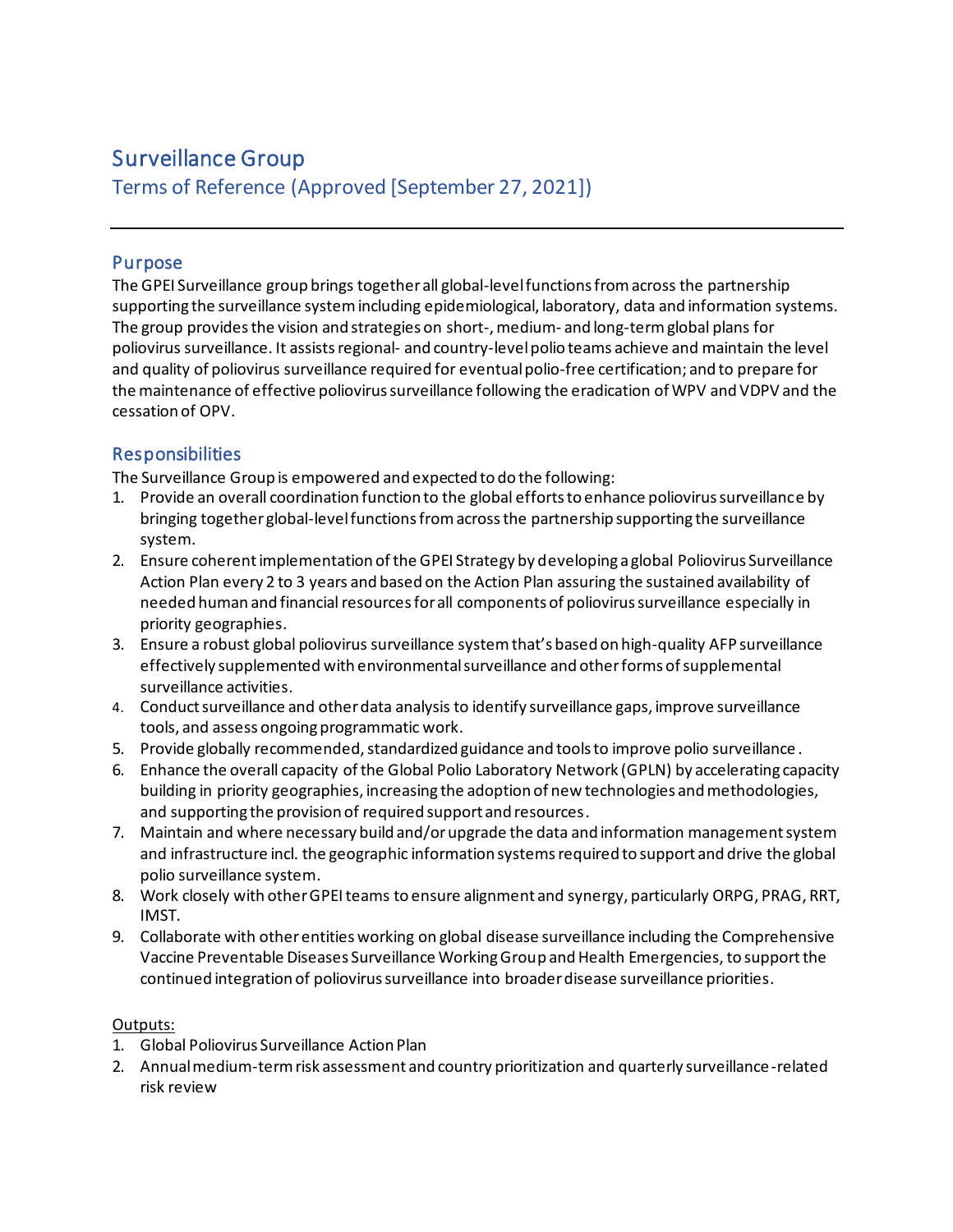# Surveillance Group

## Terms of Reference (Approved [September 27, 2021])

---

## Purpose

The GPEI Surveillance group brings together all global-level functions from across the partnership supporting the surveillance system including epidemiological, laboratory, data and information systems. The group provides the vision and strategies on short-, medium- and long-term global plans for poliovirus surveillance. It assists regional- and country-level polio teams achieve and maintain the level and quality of poliovirus surveillance required for eventual polio-free certification; and to prepare for the maintenance of effective poliovirus surveillance following the eradication of WPV and VDPV and the cessation of OPV.

## Responsibilities

The Surveillance Group is empowered and expected to do the following:

1. Provide an overall coordination function to the global efforts to enhance poliovirus surveillance by bringing together global-level functions from across the partnership supporting the surveillance system.
2. Ensure coherent implementation of the GPEI Strategy by developing a global Poliovirus Surveillance Action Plan every 2 to 3 years and based on the Action Plan assuring the sustained availability of needed human and financial resources for all components of poliovirus surveillance especially in priority geographies.
3. Ensure a robust global poliovirus surveillance system that's based on high-quality AFP surveillance effectively supplemented with environmental surveillance and other forms of supplemental surveillance activities.
4. Conduct surveillance and other data analysis to identify surveillance gaps, improve surveillance tools, and assess ongoing programmatic work.
5. Provide globally recommended, standardized guidance and tools to improve polio surveillance.
6. Enhance the overall capacity of the Global Polio Laboratory Network (GPLN) by accelerating capacity building in priority geographies, increasing the adoption of new technologies and methodologies, and supporting the provision of required support and resources.
7. Maintain and where necessary build and/or upgrade the data and information management system and infrastructure incl. the geographic information systems required to support and drive the global polio surveillance system.
8. Work closely with other GPEI teams to ensure alignment and synergy, particularly ORPG, PRAG, RRT, IMST.
9. Collaborate with other entities working on global disease surveillance including the Comprehensive Vaccine Preventable Diseases Surveillance Working Group and Health Emergencies, to support the continued integration of poliovirus surveillance into broader disease surveillance priorities.

<u>Outputs:</u>

1. Global Poliovirus Surveillance Action Plan
2. Annual medium-term risk assessment and country prioritization and quarterly surveillance-related risk review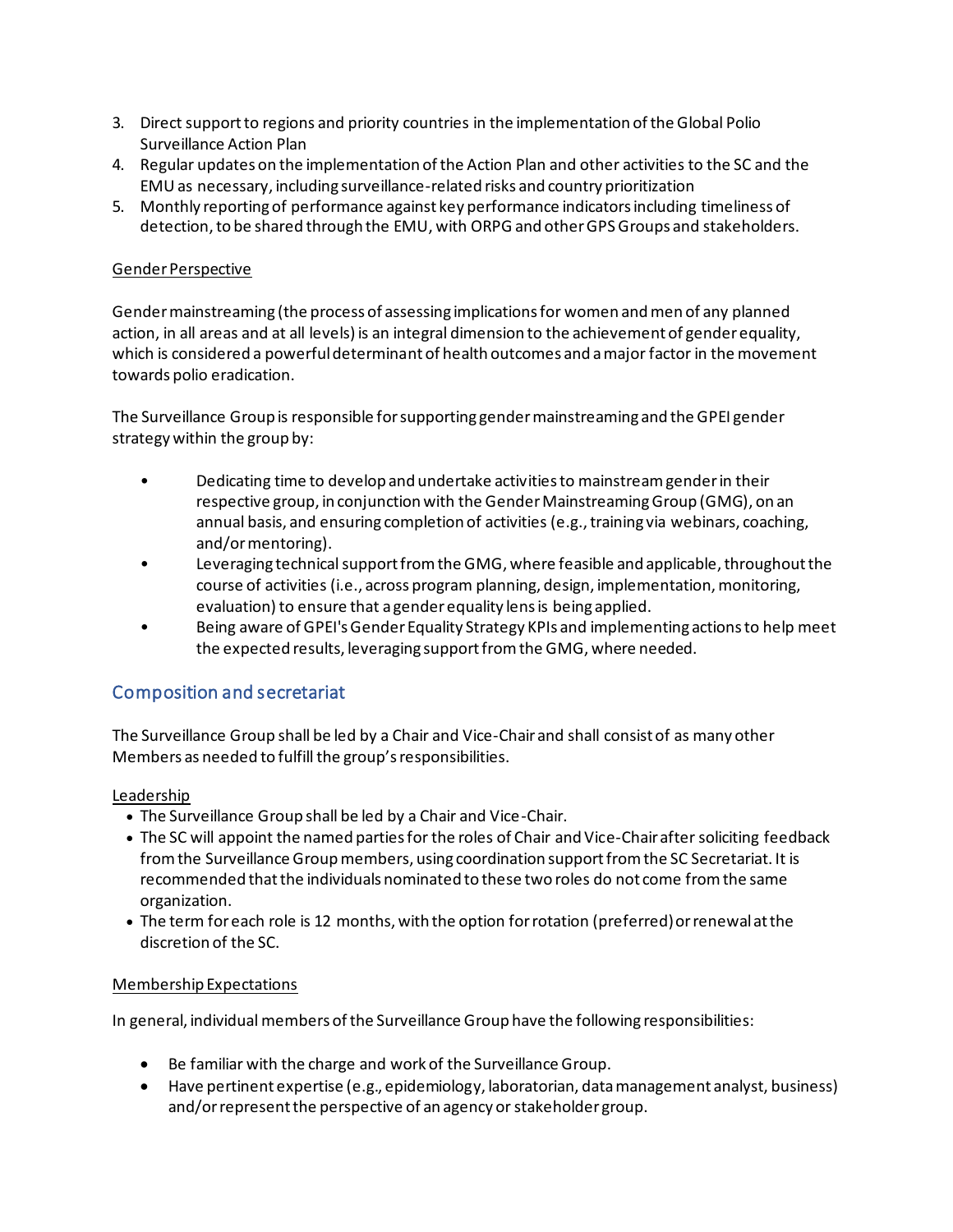3. Direct support to regions and priority countries in the implementation of the Global Polio Surveillance Action Plan
4. Regular updates on the implementation of the Action Plan and other activities to the SC and the EMU as necessary, including surveillance-related risks and country prioritization
5. Monthly reporting of performance against key performance indicators including timeliness of detection, to be shared through the EMU, with ORPG and other GPS Groups and stakeholders.

<u>Gender Perspective</u>

Gender mainstreaming (the process of assessing implications for women and men of any planned action, in all areas and at all levels) is an integral dimension to the achievement of gender equality, which is considered a powerful determinant of health outcomes and a major factor in the movement towards polio eradication.

The Surveillance Group is responsible for supporting gender mainstreaming and the GPEI gender strategy within the group by:

- Dedicating time to develop and undertake activities to mainstream gender in their respective group, in conjunction with the Gender Mainstreaming Group (GMG), on an annual basis, and ensuring completion of activities (e.g., training via webinars, coaching, and/or mentoring).
- Leveraging technical support from the GMG, where feasible and applicable, throughout the course of activities (i.e., across program planning, design, implementation, monitoring, evaluation) to ensure that a gender equality lens is being applied.
- Being aware of GPEI's Gender Equality Strategy KPIs and implementing actions to help meet the expected results, leveraging support from the GMG, where needed.

## Composition and secretariat

The Surveillance Group shall be led by a Chair and Vice-Chair and shall consist of as many other Members as needed to fulfill the group's responsibilities.

<u>Leadership</u>

- The Surveillance Group shall be led by a Chair and Vice-Chair.
- The SC will appoint the named parties for the roles of Chair and Vice-Chair after soliciting feedback from the Surveillance Group members, using coordination support from the SC Secretariat. It is recommended that the individuals nominated to these two roles do not come from the same organization.
- The term for each role is 12 months, with the option for rotation (preferred) or renewal at the discretion of the SC.

<u>Membership Expectations</u>

In general, individual members of the Surveillance Group have the following responsibilities:

- Be familiar with the charge and work of the Surveillance Group.
- Have pertinent expertise (e.g., epidemiology, laboratorian, data management analyst, business) and/or represent the perspective of an agency or stakeholder group.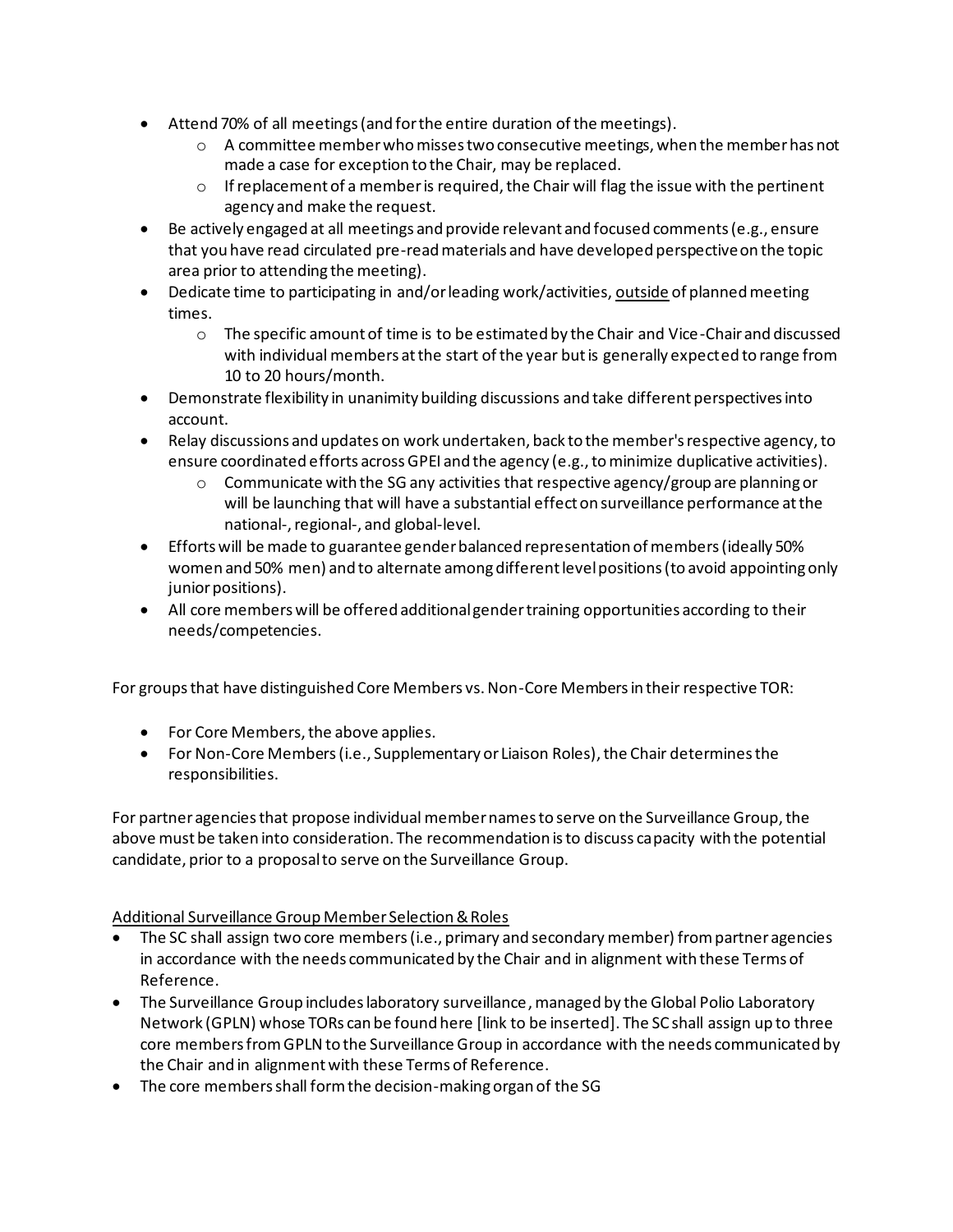- Attend 70% of all meetings (and for the entire duration of the meetings).
    - A committee member who misses two consecutive meetings, when the member has not made a case for exception to the Chair, may be replaced.
    - If replacement of a member is required, the Chair will flag the issue with the pertinent agency and make the request.
- Be actively engaged at all meetings and provide relevant and focused comments (e.g., ensure that you have read circulated pre-read materials and have developed perspective on the topic area prior to attending the meeting).
- Dedicate time to participating in and/or leading work/activities, <u>outside</u> of planned meeting times.
    - The specific amount of time is to be estimated by the Chair and Vice-Chair and discussed with individual members at the start of the year but is generally expected to range from 10 to 20 hours/month.
- Demonstrate flexibility in unanimity building discussions and take different perspectives into account.
- Relay discussions and updates on work undertaken, back to the member's respective agency, to ensure coordinated efforts across GPEI and the agency (e.g., to minimize duplicative activities).
    - Communicate with the SG any activities that respective agency/group are planning or will be launching that will have a substantial effect on surveillance performance at the national-, regional-, and global-level.
- Efforts will be made to guarantee gender balanced representation of members (ideally 50% women and 50% men) and to alternate among different level positions (to avoid appointing only junior positions).
- All core members will be offered additional gender training opportunities according to their needs/competencies.

For groups that have distinguished Core Members vs. Non-Core Members in their respective TOR:

- For Core Members, the above applies.
- For Non-Core Members (i.e., Supplementary or Liaison Roles), the Chair determines the responsibilities.

For partner agencies that propose individual member names to serve on the Surveillance Group, the above must be taken into consideration. The recommendation is to discuss capacity with the potential candidate, prior to a proposal to serve on the Surveillance Group.

<u>Additional Surveillance Group Member Selection & Roles</u>

- The SC shall assign two core members (i.e., primary and secondary member) from partner agencies in accordance with the needs communicated by the Chair and in alignment with these Terms of Reference.
- The Surveillance Group includes laboratory surveillance, managed by the Global Polio Laboratory Network (GPLN) whose TORs can be found here [link to be inserted]. The SC shall assign up to three core members from GPLN to the Surveillance Group in accordance with the needs communicated by the Chair and in alignment with these Terms of Reference.
- The core members shall form the decision-making organ of the SG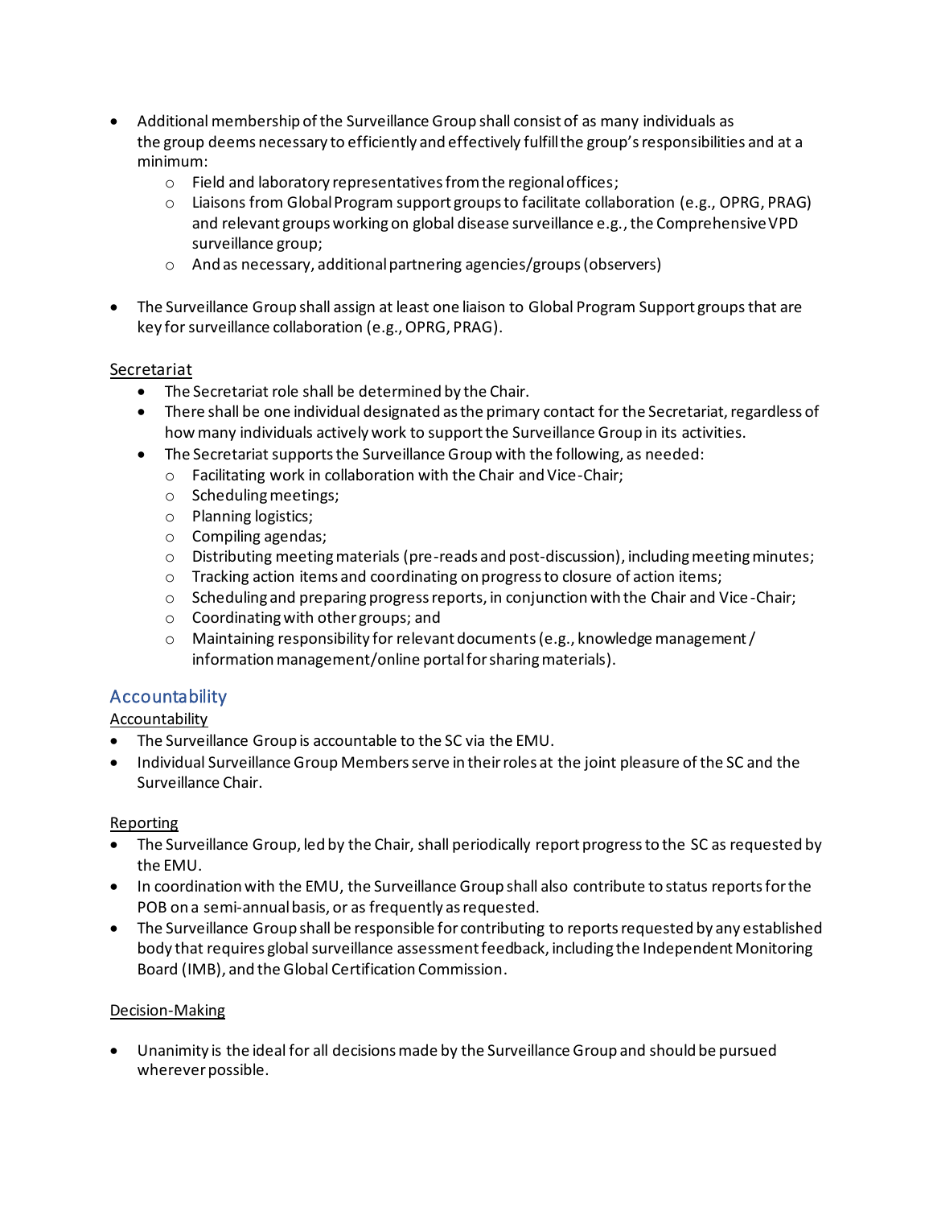- Additional membership of the Surveillance Group shall consist of as many individuals as the group deems necessary to efficiently and effectively fulfill the group's responsibilities and at a minimum:
    - Field and laboratory representatives from the regional offices;
    - Liaisons from Global Program support groups to facilitate collaboration (e.g., OPRG, PRAG) and relevant groups working on global disease surveillance e.g., the Comprehensive VPD surveillance group;
    - And as necessary, additional partnering agencies/groups (observers)

- The Surveillance Group shall assign at least one liaison to Global Program Support groups that are key for surveillance collaboration (e.g., OPRG, PRAG).

<u>Secretariat</u>

- The Secretariat role shall be determined by the Chair.
- There shall be one individual designated as the primary contact for the Secretariat, regardless of how many individuals actively work to support the Surveillance Group in its activities.
- The Secretariat supports the Surveillance Group with the following, as needed:
    - Facilitating work in collaboration with the Chair and Vice-Chair;
    - Scheduling meetings;
    - Planning logistics;
    - Compiling agendas;
    - Distributing meeting materials (pre-reads and post-discussion), including meeting minutes;
    - Tracking action items and coordinating on progress to closure of action items;
    - Scheduling and preparing progress reports, in conjunction with the Chair and Vice-Chair;
    - Coordinating with other groups; and
    - Maintaining responsibility for relevant documents (e.g., knowledge management / information management/online portal for sharing materials).

## Accountability

<u>Accountability</u>

- The Surveillance Group is accountable to the SC via the EMU.
- Individual Surveillance Group Members serve in their roles at the joint pleasure of the SC and the Surveillance Chair.

<u>Reporting</u>

- The Surveillance Group, led by the Chair, shall periodically report progress to the SC as requested by the EMU.
- In coordination with the EMU, the Surveillance Group shall also contribute to status reports for the POB on a semi-annual basis, or as frequently as requested.
- The Surveillance Group shall be responsible for contributing to reports requested by any established body that requires global surveillance assessment feedback, including the Independent Monitoring Board (IMB), and the Global Certification Commission.

<u>Decision-Making</u>

- Unanimity is the ideal for all decisions made by the Surveillance Group and should be pursued wherever possible.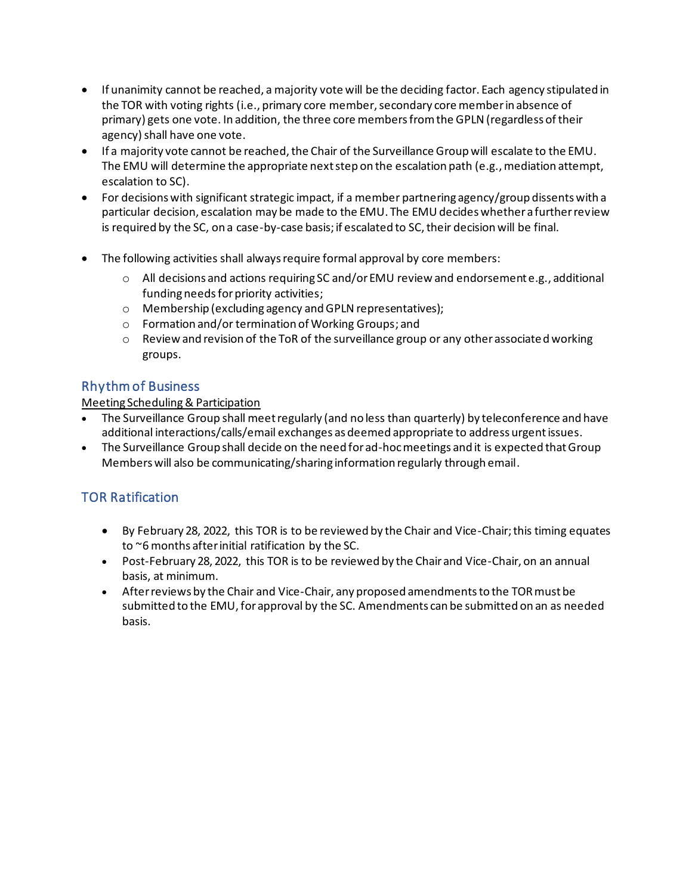- If unanimity cannot be reached, a majority vote will be the deciding factor. Each agency stipulated in the TOR with voting rights (i.e., primary core member, secondary core member in absence of primary) gets one vote. In addition, the three core members from the GPLN (regardless of their agency) shall have one vote.
- If a majority vote cannot be reached, the Chair of the Surveillance Group will escalate to the EMU. The EMU will determine the appropriate next step on the escalation path (e.g., mediation attempt, escalation to SC).
- For decisions with significant strategic impact, if a member partnering agency/group dissents with a particular decision, escalation may be made to the EMU. The EMU decides whether a further review is required by the SC, on a case-by-case basis; if escalated to SC, their decision will be final.

- The following activities shall always require formal approval by core members:
  - All decisions and actions requiring SC and/or EMU review and endorsement e.g., additional funding needs for priority activities;
  - Membership (excluding agency and GPLN representatives);
  - Formation and/or termination of Working Groups; and
  - Review and revision of the ToR of the surveillance group or any other associated working groups.

## Rhythm of Business

<u>Meeting Scheduling & Participation</u>

- The Surveillance Group shall meet regularly (and no less than quarterly) by teleconference and have additional interactions/calls/email exchanges as deemed appropriate to address urgent issues.
- The Surveillance Group shall decide on the need for ad-hoc meetings and it is expected that Group Members will also be communicating/sharing information regularly through email.

## TOR Ratification

- By February 28, 2022, this TOR is to be reviewed by the Chair and Vice-Chair; this timing equates to ~6 months after initial ratification by the SC.
- Post-February 28, 2022, this TOR is to be reviewed by the Chair and Vice-Chair, on an annual basis, at minimum.
- After reviews by the Chair and Vice-Chair, any proposed amendments to the TOR must be submitted to the EMU, for approval by the SC. Amendments can be submitted on an as needed basis.